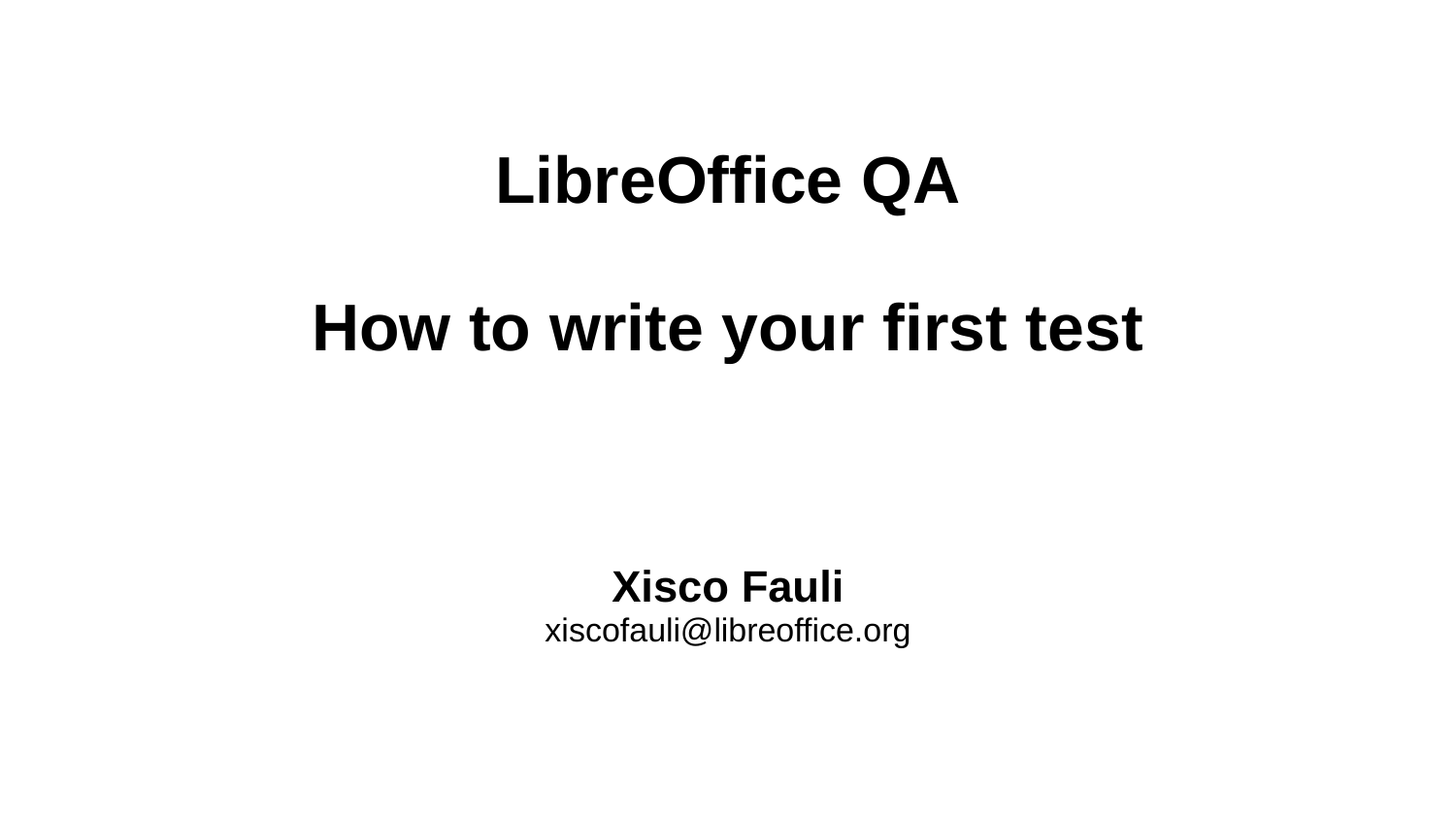# LibreOffice QA

# How to write your first test

**Xisco Fauli**
xiscofauli@libreoffice.org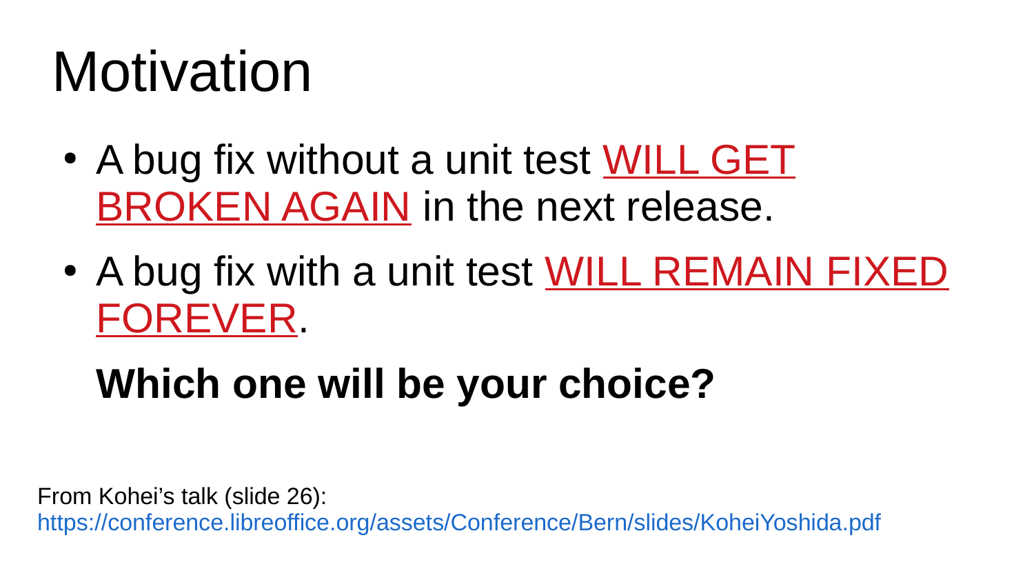# Motivation

- A bug fix without a unit test WILL GET BROKEN AGAIN in the next release.
- A bug fix with a unit test WILL REMAIN FIXED FOREVER.

**Which one will be your choice?**

From Kohei’s talk (slide 26): https://conference.libreoffice.org/assets/Conference/Bern/slides/KoheiYoshida.pdf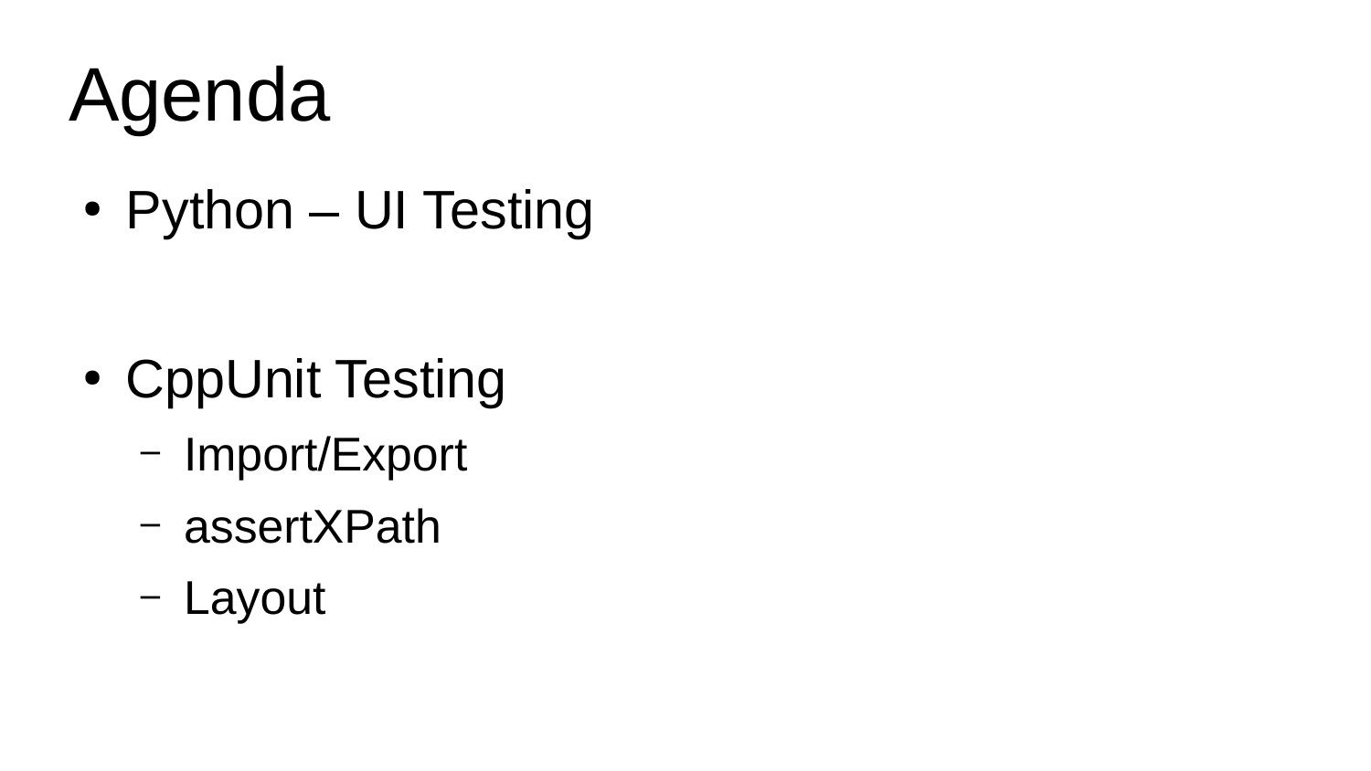# Agenda

- Python – UI Testing

- CppUnit Testing
  - Import/Export
  - assertXPath
  - Layout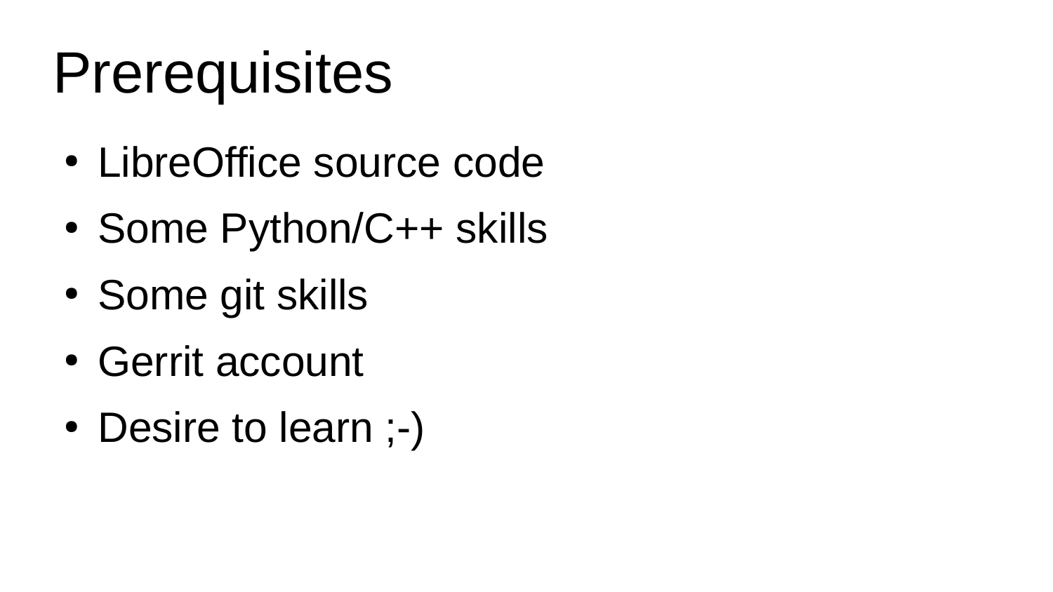# Prerequisites

- LibreOffice source code
- Some Python/C++ skills
- Some git skills
- Gerrit account
- Desire to learn ;-)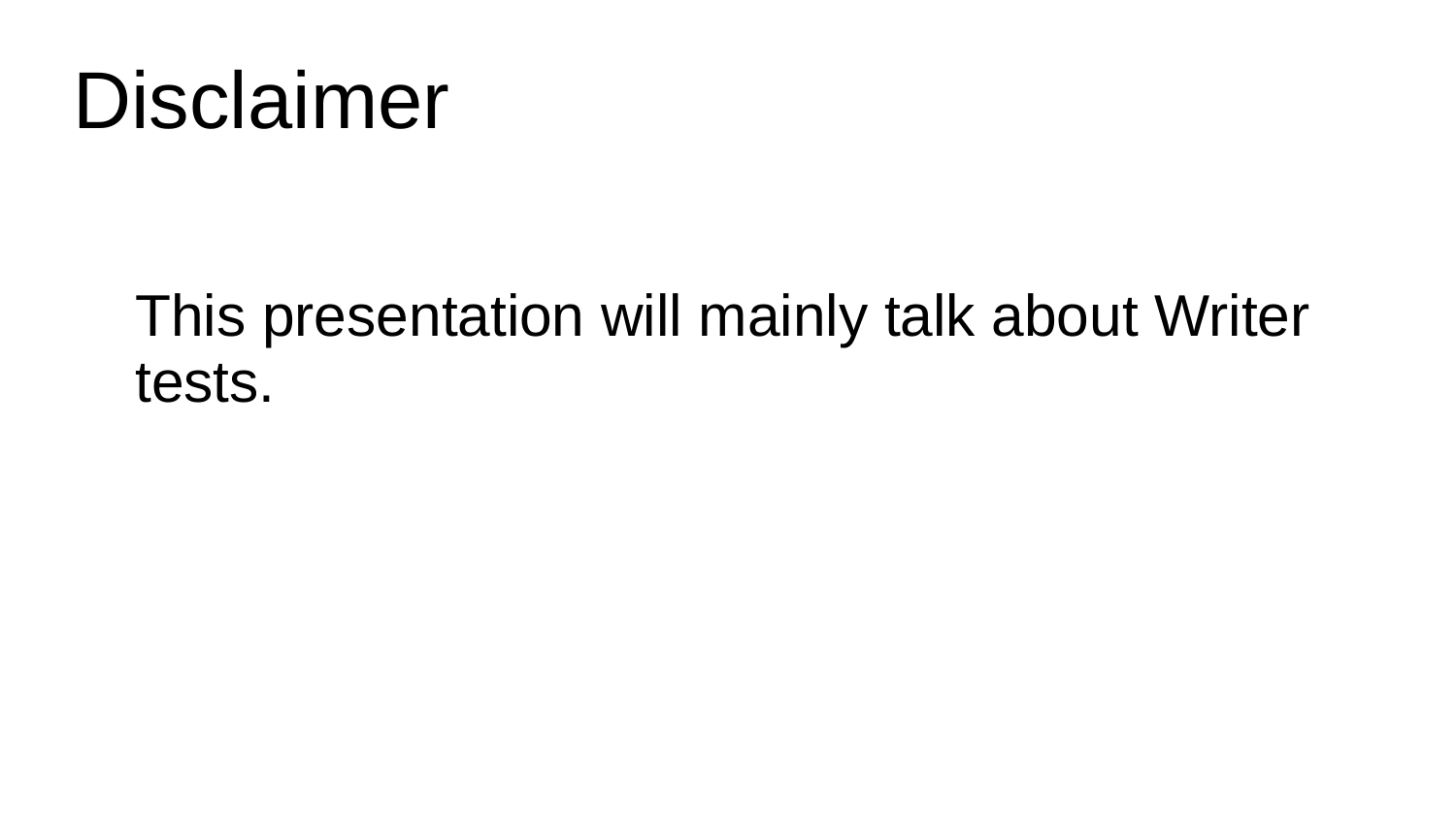# Disclaimer

This presentation will mainly talk about Writer tests.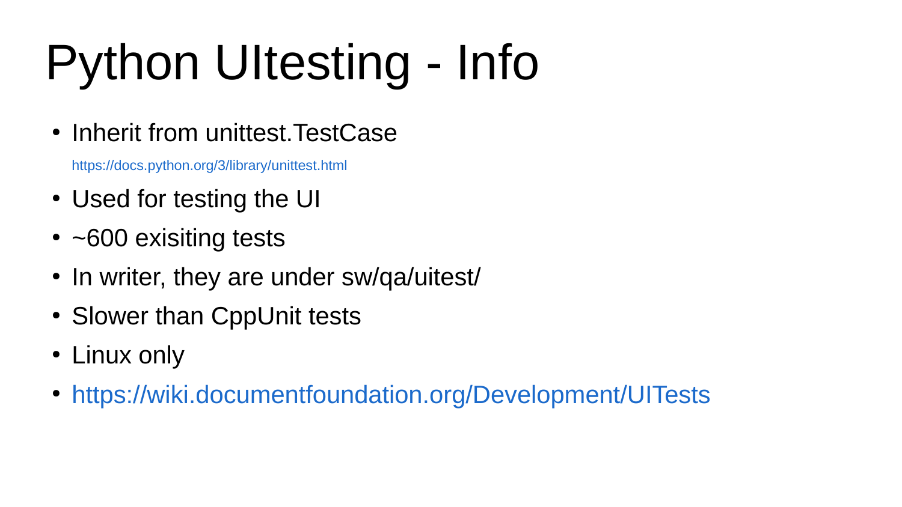# Python UItesting - Info

- Inherit from unittest.TestCase
  https://docs.python.org/3/library/unittest.html
- Used for testing the UI
- ~600 exisiting tests
- In writer, they are under sw/qa/uitest/
- Slower than CppUnit tests
- Linux only
- https://wiki.documentfoundation.org/Development/UITests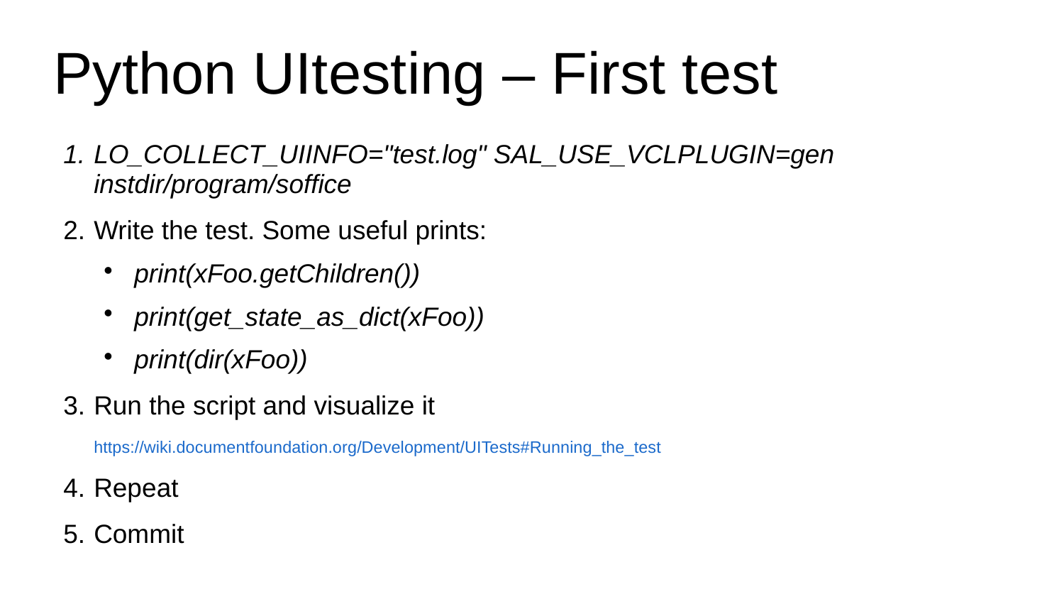# Python UItesting – First test

1. *LO_COLLECT_UIINFO="test.log" SAL_USE_VCLPLUGIN=gen instdir/program/soffice*
2. Write the test. Some useful prints:
   - *print(xFoo.getChildren())*
   - *print(get_state_as_dict(xFoo))*
   - *print(dir(xFoo))*
3. Run the script and visualize it

   https://wiki.documentfoundation.org/Development/UITests#Running_the_test
4. Repeat
5. Commit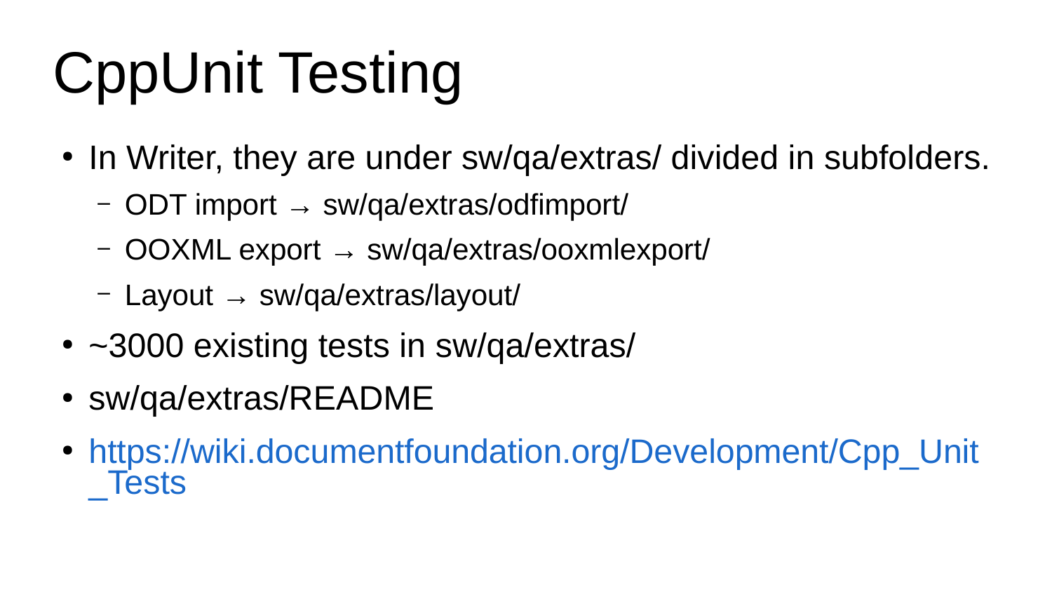# CppUnit Testing

- In Writer, they are under sw/qa/extras/ divided in subfolders.
  - ODT import → sw/qa/extras/odfimport/
  - OOXML export → sw/qa/extras/ooxmlexport/
  - Layout → sw/qa/extras/layout/
- ~3000 existing tests in sw/qa/extras/
- sw/qa/extras/README
- https://wiki.documentfoundation.org/Development/Cpp_Unit_Tests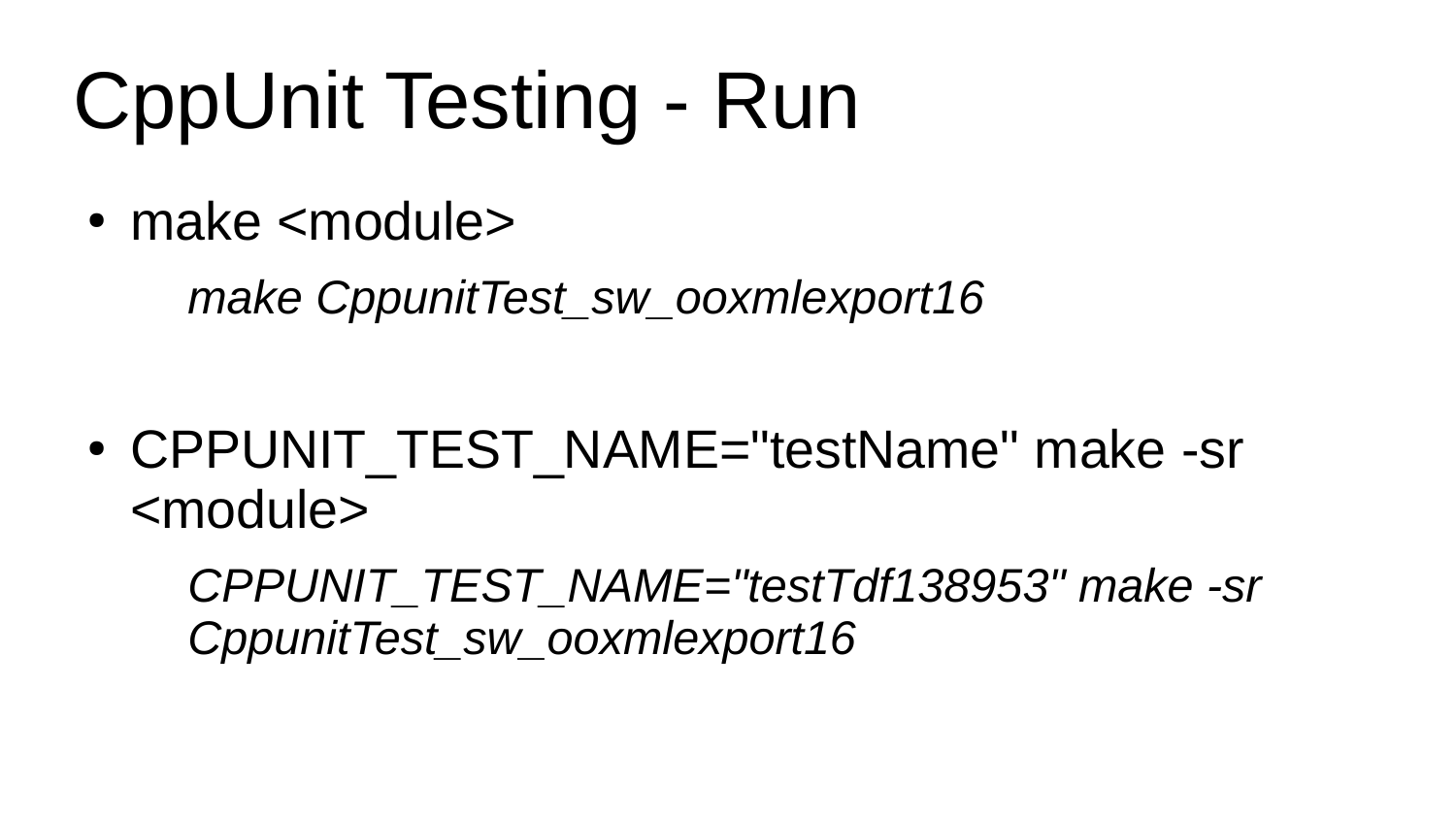# CppUnit Testing - Run

- make <module>

  *make CppunitTest_sw_ooxmlexport16*

- CPPUNIT_TEST_NAME="testName" make -sr <module>

  *CPPUNIT_TEST_NAME="testTdf138953" make -sr CppunitTest_sw_ooxmlexport16*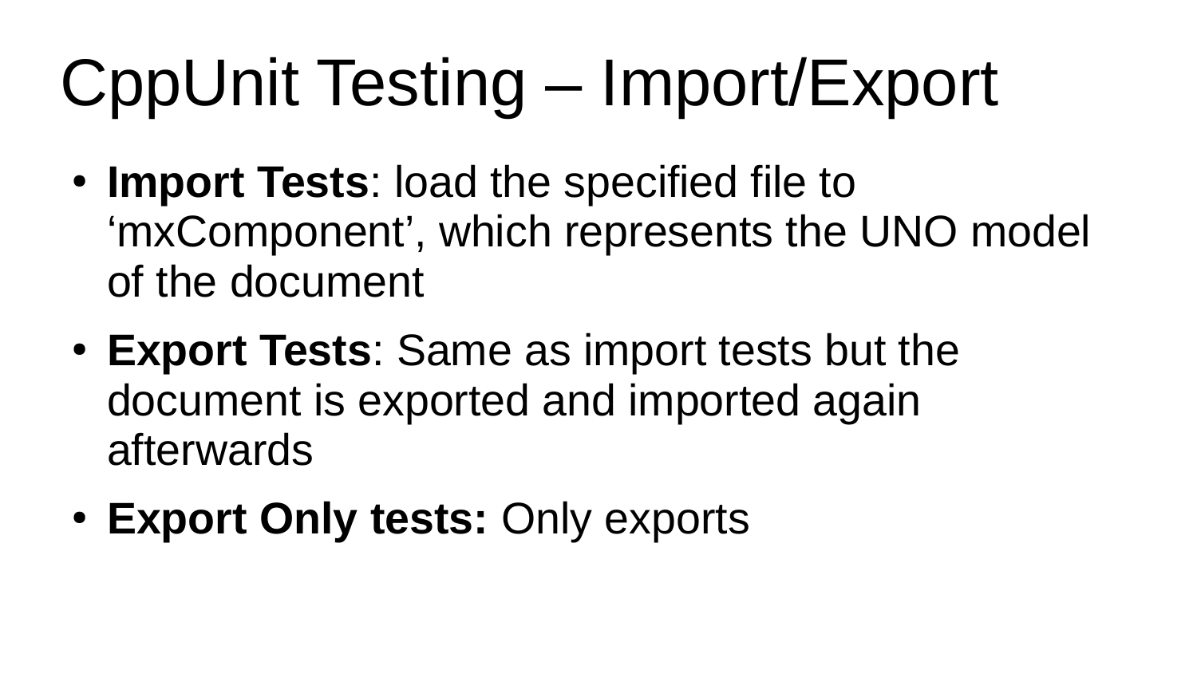# CppUnit Testing – Import/Export

- **Import Tests**: load the specified file to ‘mxComponent’, which represents the UNO model of the document
- **Export Tests**: Same as import tests but the document is exported and imported again afterwards
- **Export Only tests:** Only exports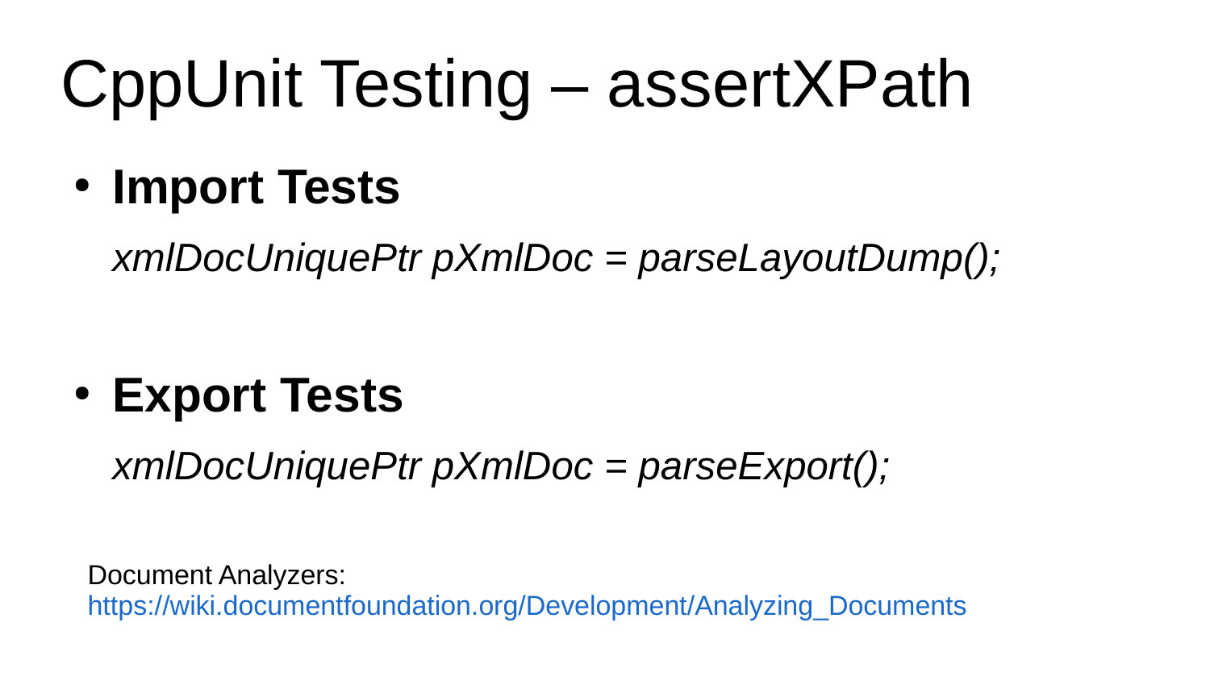# CppUnit Testing – assertXPath

- **Import Tests**

  *xmlDocUniquePtr pXmlDoc = parseLayoutDump();*

- **Export Tests**

  *xmlDocUniquePtr pXmlDoc = parseExport();*

Document Analyzers:
https://wiki.documentfoundation.org/Development/Analyzing_Documents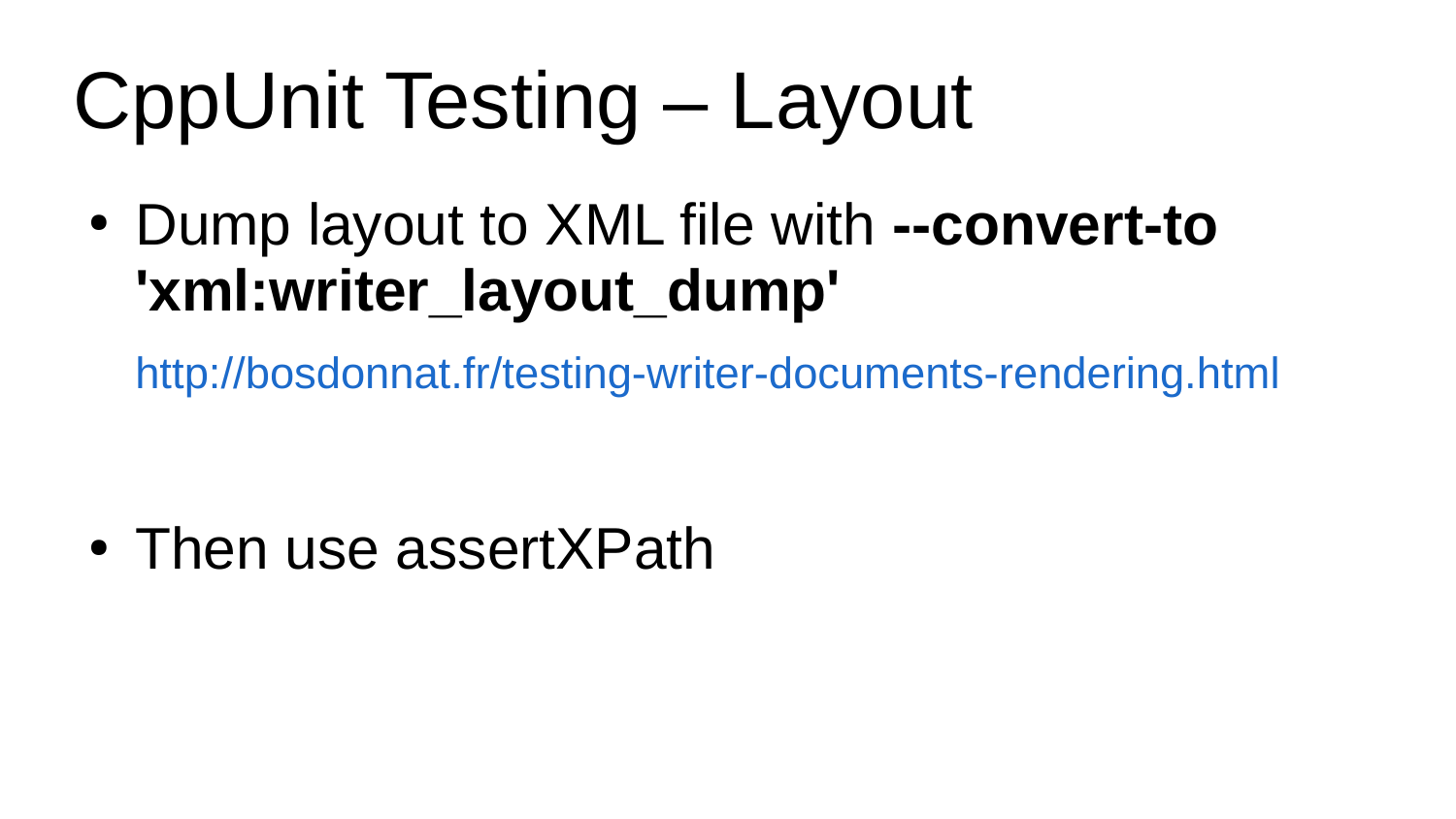# CppUnit Testing – Layout

- Dump layout to XML file with **--convert-to 'xml:writer_layout_dump'**

  http://bosdonnat.fr/testing-writer-documents-rendering.html

- Then use assertXPath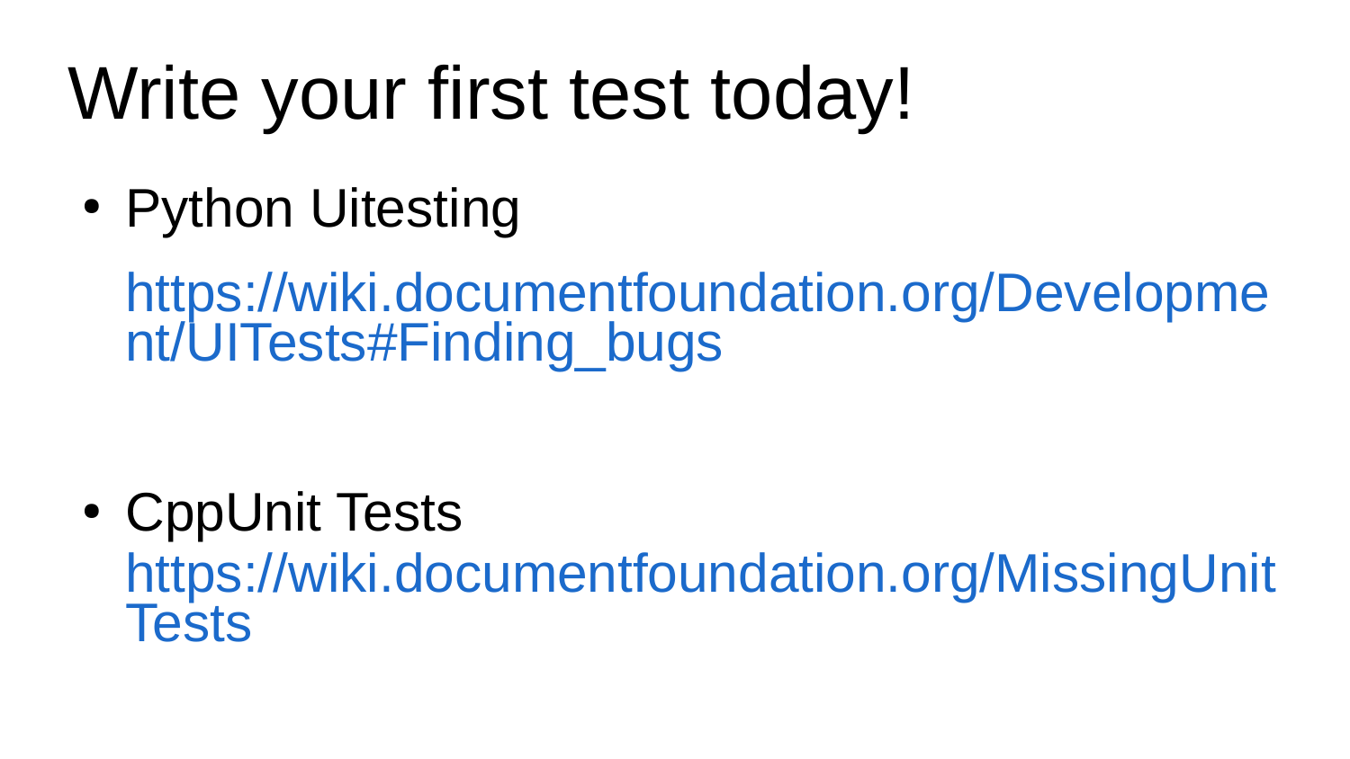# Write your first test today!

- Python Uitesting

  https://wiki.documentfoundation.org/Development/UITests#Finding_bugs

- CppUnit Tests
  https://wiki.documentfoundation.org/MissingUnitTests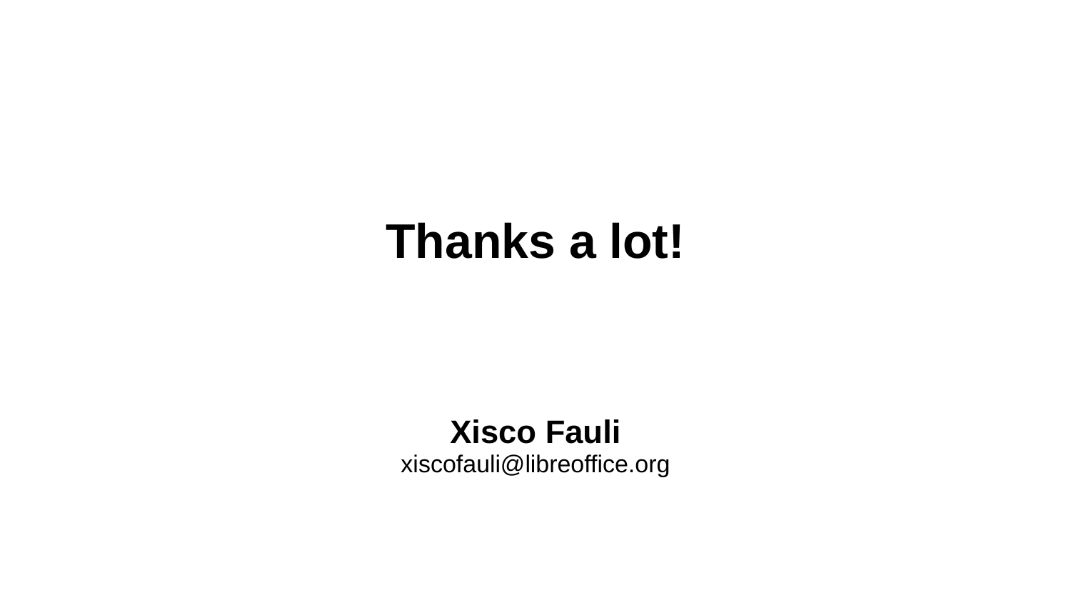# Thanks a lot!

**Xisco Fauli**
xiscofauli@libreoffice.org